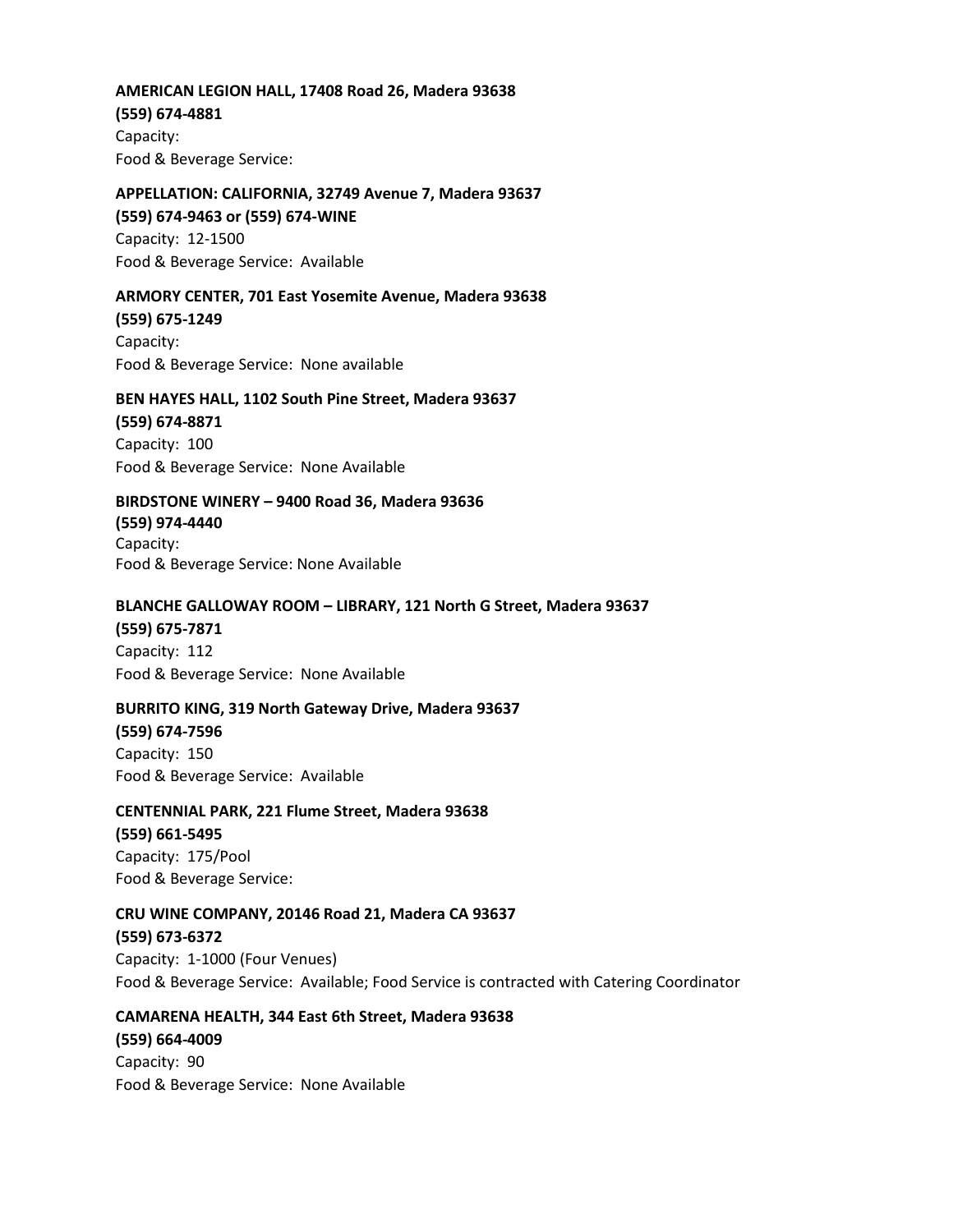**AMERICAN LEGION HALL, 17408 Road 26, Madera 93638**
**(559) 674-4881**
Capacity:
Food & Beverage Service:

**APPELLATION: CALIFORNIA, 32749 Avenue 7, Madera 93637**
**(559) 674-9463 or (559) 674-WINE**
Capacity: 12-1500
Food & Beverage Service: Available

**ARMORY CENTER, 701 East Yosemite Avenue, Madera 93638**
**(559) 675-1249**
Capacity:
Food & Beverage Service: None available

**BEN HAYES HALL, 1102 South Pine Street, Madera 93637**
**(559) 674-8871**
Capacity: 100
Food & Beverage Service: None Available

**BIRDSTONE WINERY – 9400 Road 36, Madera 93636**
**(559) 974-4440**
Capacity:
Food & Beverage Service: None Available

**BLANCHE GALLOWAY ROOM – LIBRARY, 121 North G Street, Madera 93637**
**(559) 675-7871**
Capacity: 112
Food & Beverage Service: None Available

**BURRITO KING, 319 North Gateway Drive, Madera 93637**
**(559) 674-7596**
Capacity: 150
Food & Beverage Service: Available

**CENTENNIAL PARK, 221 Flume Street, Madera 93638**
**(559) 661-5495**
Capacity: 175/Pool
Food & Beverage Service:

**CRU WINE COMPANY, 20146 Road 21, Madera CA 93637**
**(559) 673-6372**
Capacity: 1-1000 (Four Venues)
Food & Beverage Service: Available; Food Service is contracted with Catering Coordinator

**CAMARENA HEALTH, 344 East 6th Street, Madera 93638**
**(559) 664-4009**
Capacity: 90
Food & Beverage Service: None Available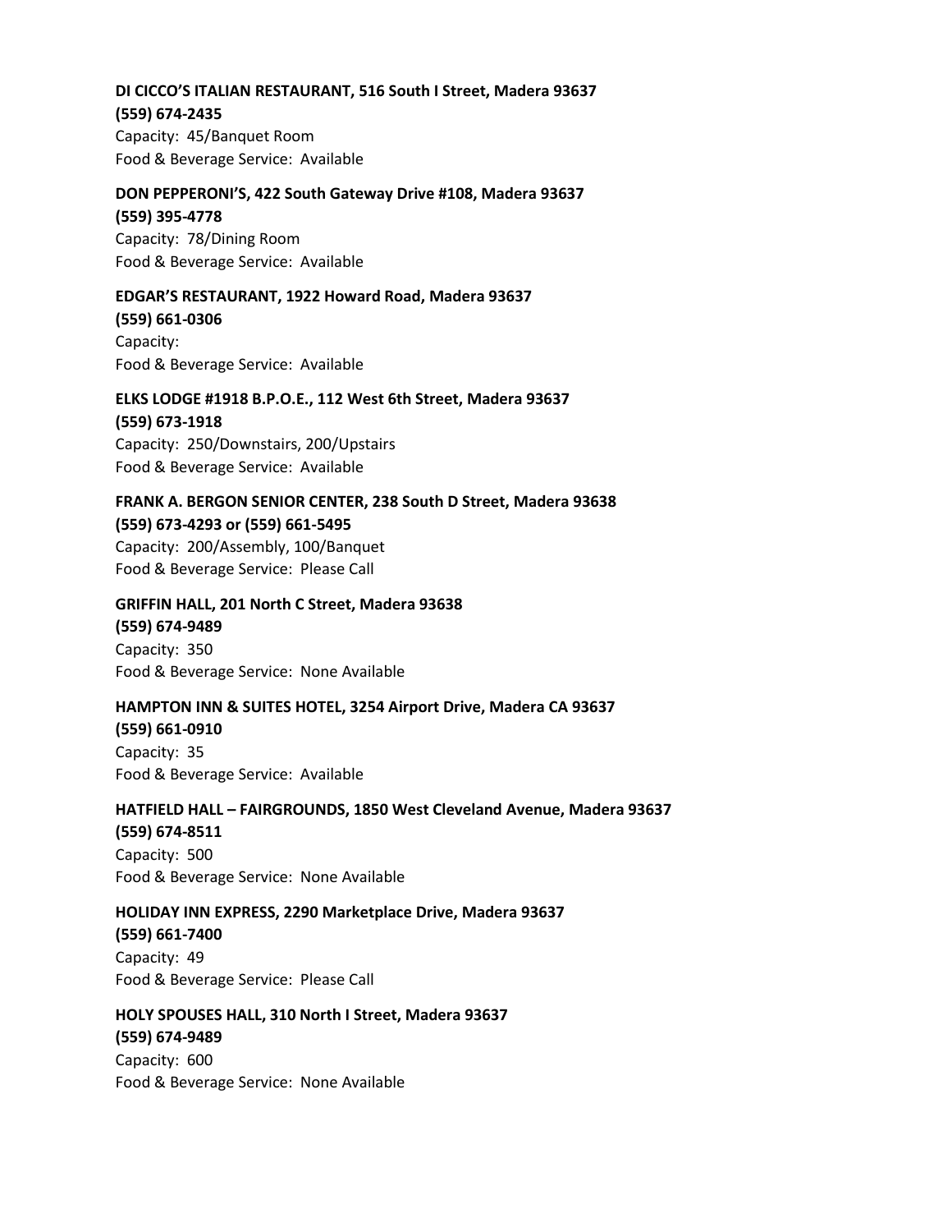**DI CICCO'S ITALIAN RESTAURANT, 516 South I Street, Madera 93637**
**(559) 674-2435**
Capacity: 45/Banquet Room
Food & Beverage Service: Available

**DON PEPPERONI'S, 422 South Gateway Drive #108, Madera 93637**
**(559) 395-4778**
Capacity: 78/Dining Room
Food & Beverage Service: Available

**EDGAR'S RESTAURANT, 1922 Howard Road, Madera 93637**
**(559) 661-0306**
Capacity:
Food & Beverage Service: Available

**ELKS LODGE #1918 B.P.O.E., 112 West 6th Street, Madera 93637**
**(559) 673-1918**
Capacity: 250/Downstairs, 200/Upstairs
Food & Beverage Service: Available

**FRANK A. BERGON SENIOR CENTER, 238 South D Street, Madera 93638**
**(559) 673-4293 or (559) 661-5495**
Capacity: 200/Assembly, 100/Banquet
Food & Beverage Service: Please Call

**GRIFFIN HALL, 201 North C Street, Madera 93638**
**(559) 674-9489**
Capacity: 350
Food & Beverage Service: None Available

**HAMPTON INN & SUITES HOTEL, 3254 Airport Drive, Madera CA 93637**
**(559) 661-0910**
Capacity: 35
Food & Beverage Service: Available

**HATFIELD HALL – FAIRGROUNDS, 1850 West Cleveland Avenue, Madera 93637**
**(559) 674-8511**
Capacity: 500
Food & Beverage Service: None Available

**HOLIDAY INN EXPRESS, 2290 Marketplace Drive, Madera 93637**
**(559) 661-7400**
Capacity: 49
Food & Beverage Service: Please Call

**HOLY SPOUSES HALL, 310 North I Street, Madera 93637**
**(559) 674-9489**
Capacity: 600
Food & Beverage Service: None Available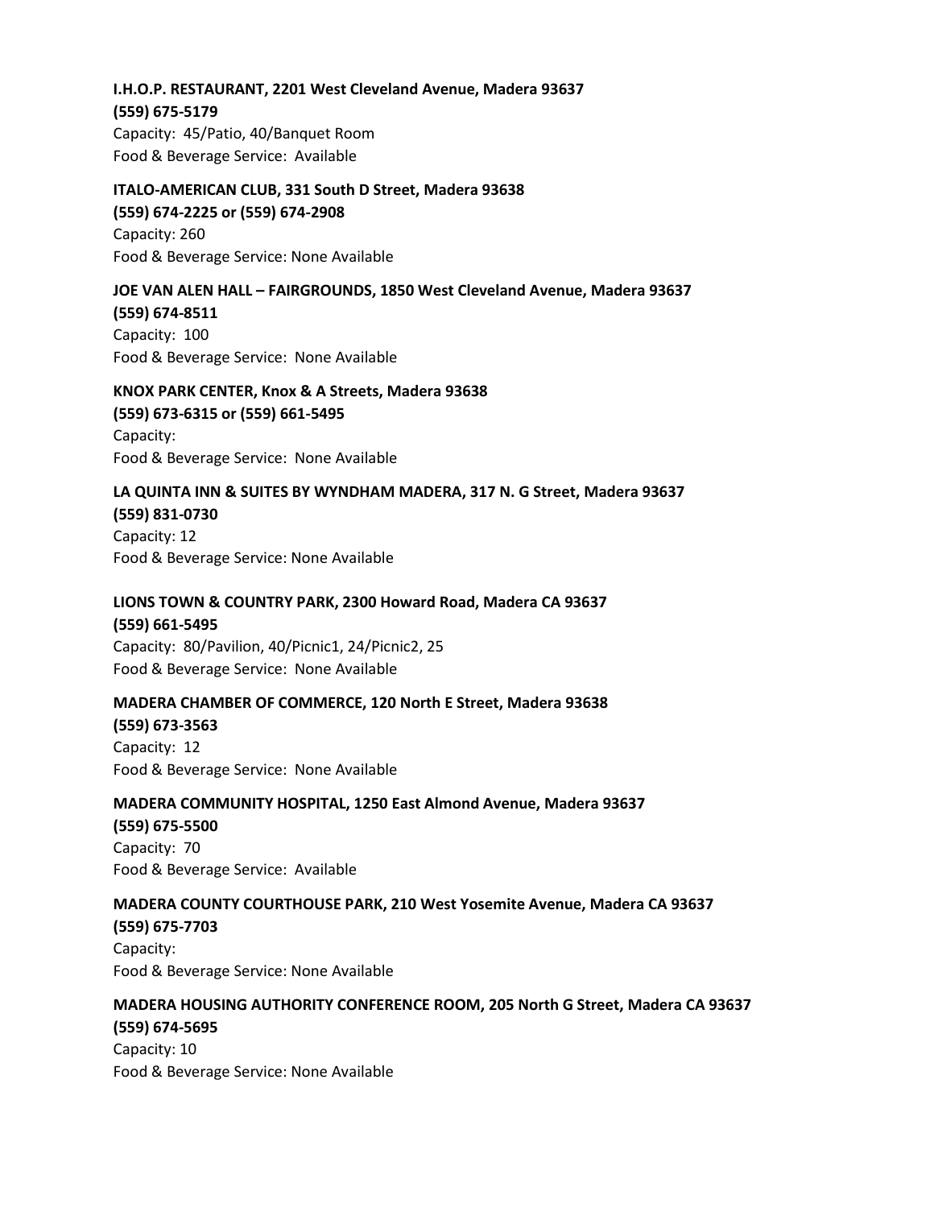**I.H.O.P. RESTAURANT, 2201 West Cleveland Avenue, Madera 93637**
**(559) 675-5179**
Capacity: 45/Patio, 40/Banquet Room
Food & Beverage Service: Available

**ITALO-AMERICAN CLUB, 331 South D Street, Madera 93638**
**(559) 674-2225 or (559) 674-2908**
Capacity: 260
Food & Beverage Service: None Available

**JOE VAN ALEN HALL – FAIRGROUNDS, 1850 West Cleveland Avenue, Madera 93637**
**(559) 674-8511**
Capacity: 100
Food & Beverage Service: None Available

**KNOX PARK CENTER, Knox & A Streets, Madera 93638**
**(559) 673-6315 or (559) 661-5495**
Capacity:
Food & Beverage Service: None Available

**LA QUINTA INN & SUITES BY WYNDHAM MADERA, 317 N. G Street, Madera 93637**
**(559) 831-0730**
Capacity: 12
Food & Beverage Service: None Available

**LIONS TOWN & COUNTRY PARK, 2300 Howard Road, Madera CA 93637**
**(559) 661-5495**
Capacity: 80/Pavilion, 40/Picnic1, 24/Picnic2, 25
Food & Beverage Service: None Available

**MADERA CHAMBER OF COMMERCE, 120 North E Street, Madera 93638**
**(559) 673-3563**
Capacity: 12
Food & Beverage Service: None Available

**MADERA COMMUNITY HOSPITAL, 1250 East Almond Avenue, Madera 93637**
**(559) 675-5500**
Capacity: 70
Food & Beverage Service: Available

**MADERA COUNTY COURTHOUSE PARK, 210 West Yosemite Avenue, Madera CA 93637**
**(559) 675-7703**
Capacity:
Food & Beverage Service: None Available

**MADERA HOUSING AUTHORITY CONFERENCE ROOM, 205 North G Street, Madera CA 93637**
**(559) 674-5695**
Capacity: 10
Food & Beverage Service: None Available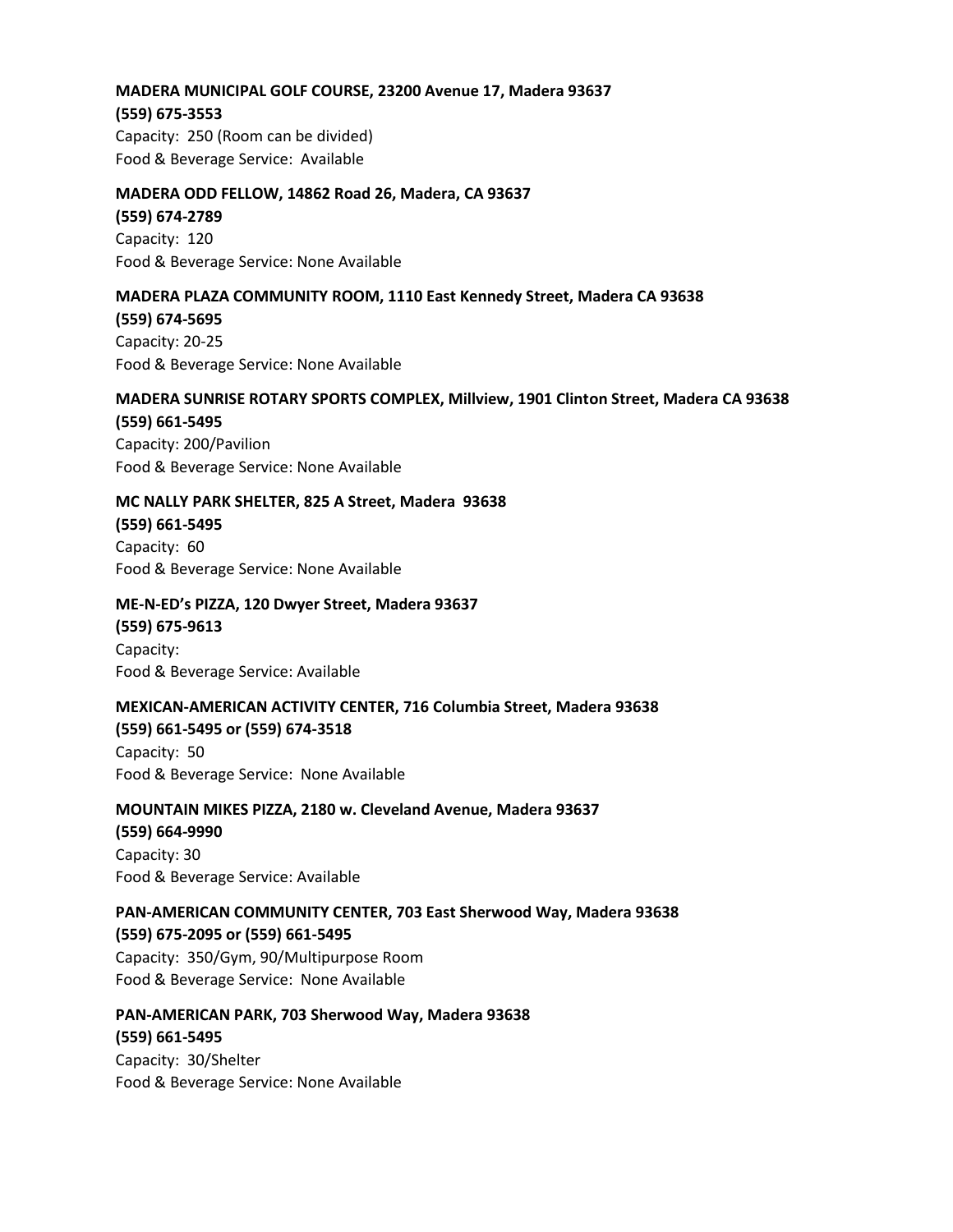**MADERA MUNICIPAL GOLF COURSE, 23200 Avenue 17, Madera 93637**
**(559) 675-3553**
Capacity: 250 (Room can be divided)
Food & Beverage Service: Available

**MADERA ODD FELLOW, 14862 Road 26, Madera, CA 93637**
**(559) 674-2789**
Capacity: 120
Food & Beverage Service: None Available

**MADERA PLAZA COMMUNITY ROOM, 1110 East Kennedy Street, Madera CA 93638**
**(559) 674-5695**
Capacity: 20-25
Food & Beverage Service: None Available

**MADERA SUNRISE ROTARY SPORTS COMPLEX, Millview, 1901 Clinton Street, Madera CA 93638**
**(559) 661-5495**
Capacity: 200/Pavilion
Food & Beverage Service: None Available

**MC NALLY PARK SHELTER, 825 A Street, Madera 93638**
**(559) 661-5495**
Capacity: 60
Food & Beverage Service: None Available

**ME-N-ED's PIZZA, 120 Dwyer Street, Madera 93637**
**(559) 675-9613**
Capacity:
Food & Beverage Service: Available

**MEXICAN-AMERICAN ACTIVITY CENTER, 716 Columbia Street, Madera 93638**
**(559) 661-5495 or (559) 674-3518**
Capacity: 50
Food & Beverage Service: None Available

**MOUNTAIN MIKES PIZZA, 2180 w. Cleveland Avenue, Madera 93637**
**(559) 664-9990**
Capacity: 30
Food & Beverage Service: Available

**PAN-AMERICAN COMMUNITY CENTER, 703 East Sherwood Way, Madera 93638**
**(559) 675-2095 or (559) 661-5495**
Capacity: 350/Gym, 90/Multipurpose Room
Food & Beverage Service: None Available

**PAN-AMERICAN PARK, 703 Sherwood Way, Madera 93638**
**(559) 661-5495**
Capacity: 30/Shelter
Food & Beverage Service: None Available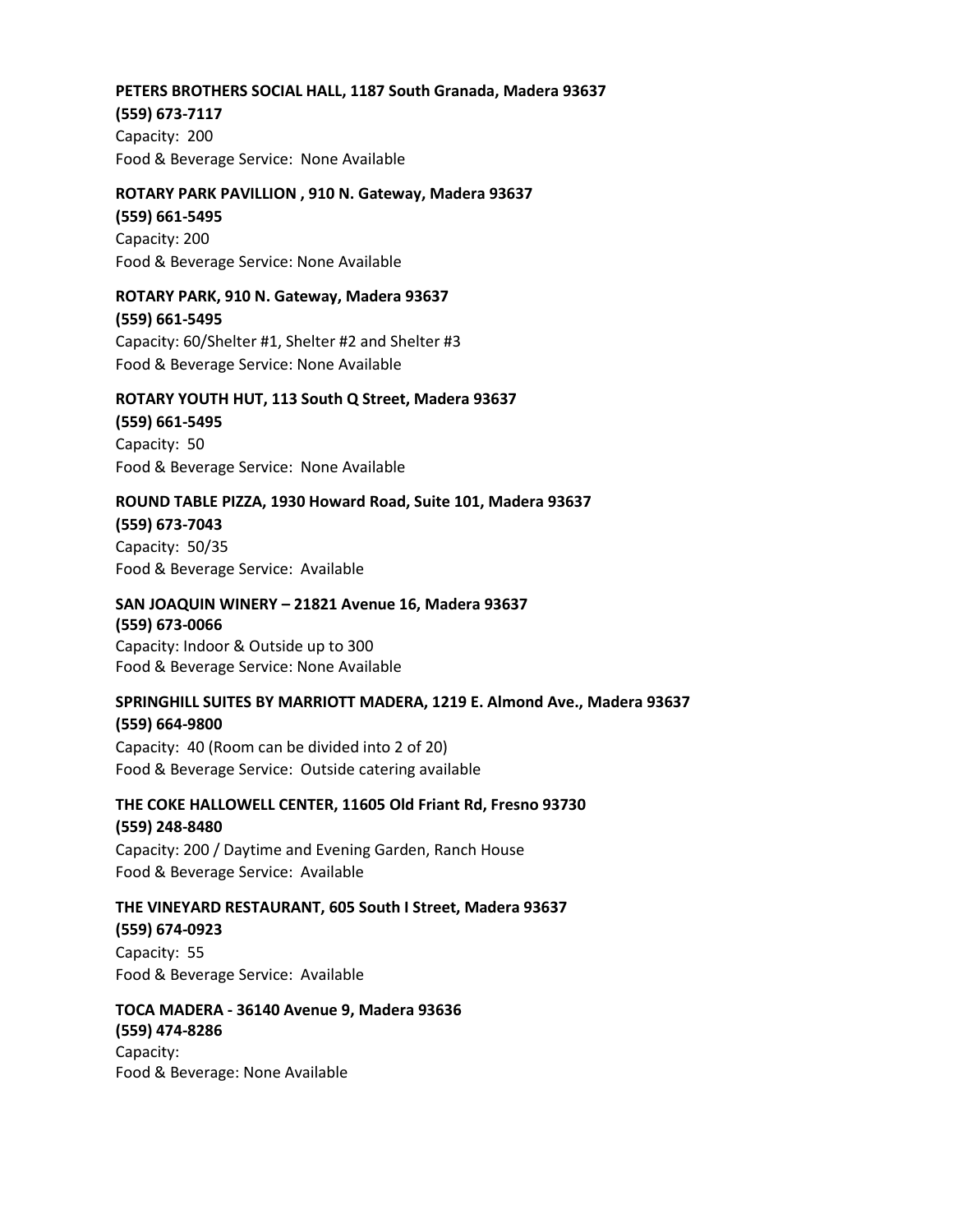**PETERS BROTHERS SOCIAL HALL, 1187 South Granada, Madera 93637**
**(559) 673-7117**
Capacity: 200
Food & Beverage Service: None Available

**ROTARY PARK PAVILLION , 910 N. Gateway, Madera 93637**
**(559) 661-5495**
Capacity: 200
Food & Beverage Service: None Available

**ROTARY PARK, 910 N. Gateway, Madera 93637**
**(559) 661-5495**
Capacity: 60/Shelter #1, Shelter #2 and Shelter #3
Food & Beverage Service: None Available

**ROTARY YOUTH HUT, 113 South Q Street, Madera 93637**
**(559) 661-5495**
Capacity: 50
Food & Beverage Service: None Available

**ROUND TABLE PIZZA, 1930 Howard Road, Suite 101, Madera 93637**
**(559) 673-7043**
Capacity: 50/35
Food & Beverage Service: Available

**SAN JOAQUIN WINERY – 21821 Avenue 16, Madera 93637**
**(559) 673-0066**
Capacity: Indoor & Outside up to 300
Food & Beverage Service: None Available

**SPRINGHILL SUITES BY MARRIOTT MADERA, 1219 E. Almond Ave., Madera 93637**
**(559) 664-9800**
Capacity: 40 (Room can be divided into 2 of 20)
Food & Beverage Service: Outside catering available

**THE COKE HALLOWELL CENTER, 11605 Old Friant Rd, Fresno 93730**
**(559) 248-8480**
Capacity: 200 / Daytime and Evening Garden, Ranch House
Food & Beverage Service: Available

**THE VINEYARD RESTAURANT, 605 South I Street, Madera 93637**
**(559) 674-0923**
Capacity: 55
Food & Beverage Service: Available

**TOCA MADERA - 36140 Avenue 9, Madera 93636**
**(559) 474-8286**
Capacity:
Food & Beverage: None Available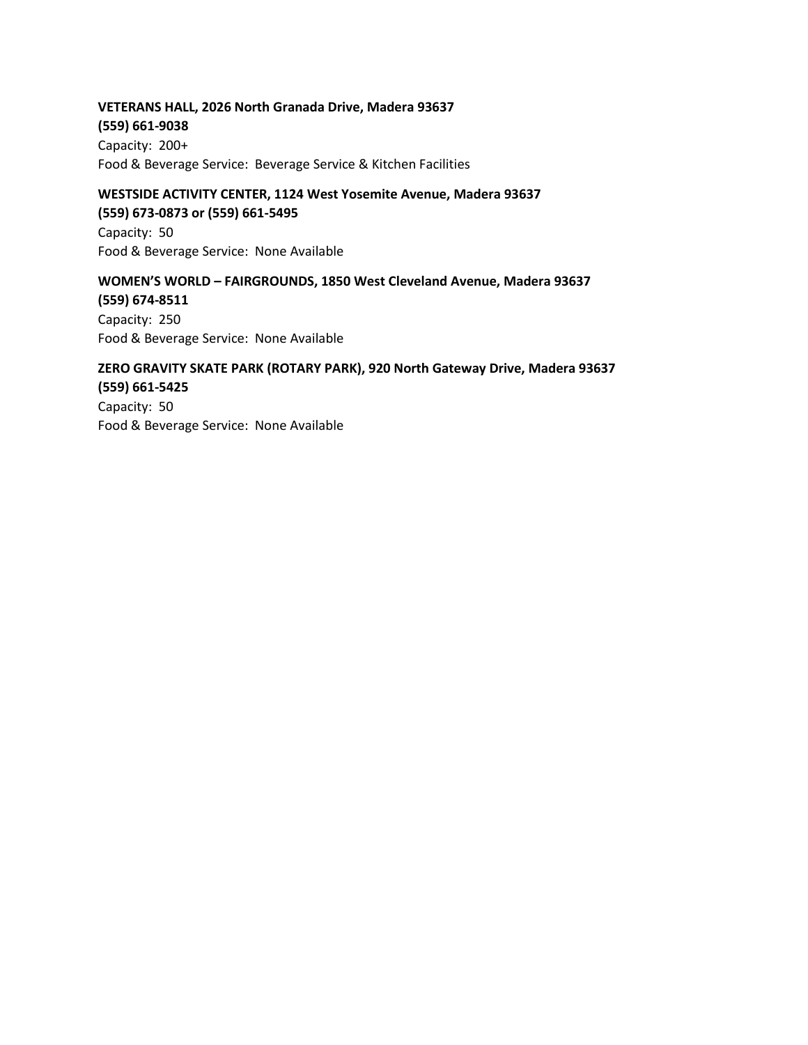**VETERANS HALL, 2026 North Granada Drive, Madera 93637**
**(559) 661-9038**
Capacity: 200+
Food & Beverage Service: Beverage Service & Kitchen Facilities

**WESTSIDE ACTIVITY CENTER, 1124 West Yosemite Avenue, Madera 93637**
**(559) 673-0873 or (559) 661-5495**
Capacity: 50
Food & Beverage Service: None Available

**WOMEN'S WORLD – FAIRGROUNDS, 1850 West Cleveland Avenue, Madera 93637**
**(559) 674-8511**
Capacity: 250
Food & Beverage Service: None Available

**ZERO GRAVITY SKATE PARK (ROTARY PARK), 920 North Gateway Drive, Madera 93637**
**(559) 661-5425**
Capacity: 50
Food & Beverage Service: None Available